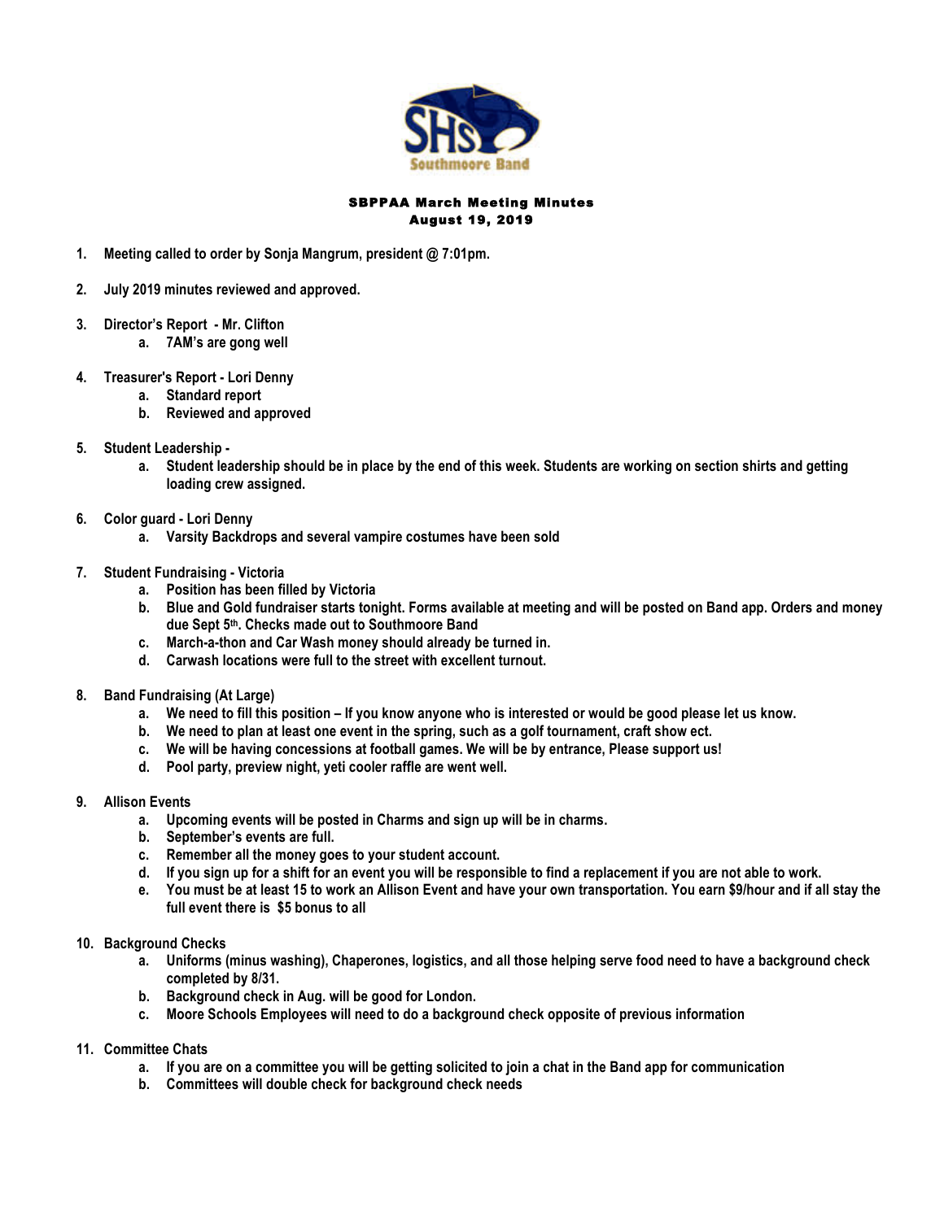SHS Southmoore Band

**SBPPAA March Meeting Minutes**
**August 19, 2019**

1. **Meeting called to order by Sonja Mangrum, president @ 7:01pm.**

2. **July 2019 minutes reviewed and approved.**

3. **Director's Report - Mr. Clifton**
   a. **7AM's are gong well**

4. **Treasurer's Report - Lori Denny**
   a. **Standard report**
   b. **Reviewed and approved**

5. **Student Leadership -**
   a. **Student leadership should be in place by the end of this week. Students are working on section shirts and getting loading crew assigned.**

6. **Color guard - Lori Denny**
   a. **Varsity Backdrops and several vampire costumes have been sold**

7. **Student Fundraising - Victoria**
   a. **Position has been filled by Victoria**
   b. **Blue and Gold fundraiser starts tonight. Forms available at meeting and will be posted on Band app. Orders and money due Sept 5th. Checks made out to Southmoore Band**
   c. **March-a-thon and Car Wash money should already be turned in.**
   d. **Carwash locations were full to the street with excellent turnout.**

8. **Band Fundraising (At Large)**
   a. **We need to fill this position – If you know anyone who is interested or would be good please let us know.**
   b. **We need to plan at least one event in the spring, such as a golf tournament, craft show ect.**
   c. **We will be having concessions at football games. We will be by entrance, Please support us!**
   d. **Pool party, preview night, yeti cooler raffle are went well.**

9. **Allison Events**
   a. **Upcoming events will be posted in Charms and sign up will be in charms.**
   b. **September's events are full.**
   c. **Remember all the money goes to your student account.**
   d. **If you sign up for a shift for an event you will be responsible to find a replacement if you are not able to work.**
   e. **You must be at least 15 to work an Allison Event and have your own transportation. You earn $9/hour and if all stay the full event there is $5 bonus to all**

10. **Background Checks**
    a. **Uniforms (minus washing), Chaperones, logistics, and all those helping serve food need to have a background check completed by 8/31.**
    b. **Background check in Aug. will be good for London.**
    c. **Moore Schools Employees will need to do a background check opposite of previous information**

11. **Committee Chats**
    a. **If you are on a committee you will be getting solicited to join a chat in the Band app for communication**
    b. **Committees will double check for background check needs**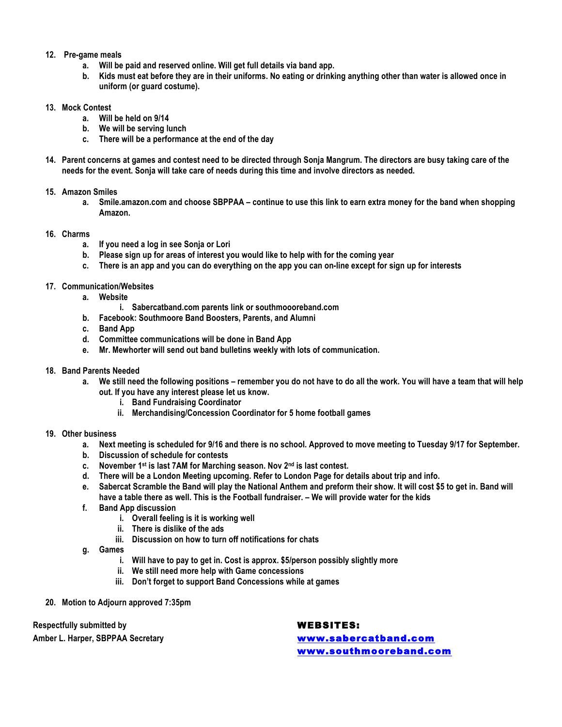12. **Pre-game meals**
    a. **Will be paid and reserved online. Will get full details via band app.**
    b. **Kids must eat before they are in their uniforms. No eating or drinking anything other than water is allowed once in uniform (or guard costume).**

13. **Mock Contest**
    a. **Will be held on 9/14**
    b. **We will be serving lunch**
    c. **There will be a performance at the end of the day**

14. **Parent concerns at games and contest need to be directed through Sonja Mangrum. The directors are busy taking care of the needs for the event. Sonja will take care of needs during this time and involve directors as needed.**

15. **Amazon Smiles**
    a. **Smile.amazon.com and choose SBPPAA – continue to use this link to earn extra money for the band when shopping Amazon.**

16. **Charms**
    a. **If you need a log in see Sonja or Lori**
    b. **Please sign up for areas of interest you would like to help with for the coming year**
    c. **There is an app and you can do everything on the app you can on-line except for sign up for interests**

17. **Communication/Websites**
    a. **Website**
        i. **Sabercatband.com parents link or southmoooreband.com**
    b. **Facebook: Southmoore Band Boosters, Parents, and Alumni**
    c. **Band App**
    d. **Committee communications will be done in Band App**
    e. **Mr. Mewhorter will send out band bulletins weekly with lots of communication.**

18. **Band Parents Needed**
    a. **We still need the following positions – remember you do not have to do all the work. You will have a team that will help out. If you have any interest please let us know.**
        i. **Band Fundraising Coordinator**
        ii. **Merchandising/Concession Coordinator for 5 home football games**

19. **Other business**
    a. **Next meeting is scheduled for 9/16 and there is no school. Approved to move meeting to Tuesday 9/17 for September.**
    b. **Discussion of schedule for contests**
    c. **November 1st is last 7AM for Marching season. Nov 2nd is last contest.**
    d. **There will be a London Meeting upcoming. Refer to London Page for details about trip and info.**
    e. **Sabercat Scramble the Band will play the National Anthem and preform their show. It will cost $5 to get in. Band will have a table there as well. This is the Football fundraiser. – We will provide water for the kids**
    f. **Band App discussion**
        i. **Overall feeling is it is working well**
        ii. **There is dislike of the ads**
        iii. **Discussion on how to turn off notifications for chats**
    g. **Games**
        i. **Will have to pay to get in. Cost is approx. $5/person possibly slightly more**
        ii. **We still need more help with Game concessions**
        iii. **Don't forget to support Band Concessions while at games**

20. **Motion to Adjourn approved 7:35pm**

**Respectfully submitted by**
**Amber L. Harper, SBPPAA Secretary**

**WEBSITES:**
[www.sabercatband.com](http://www.sabercatband.com)
[www.southmooreband.com](http://www.southmooreband.com)